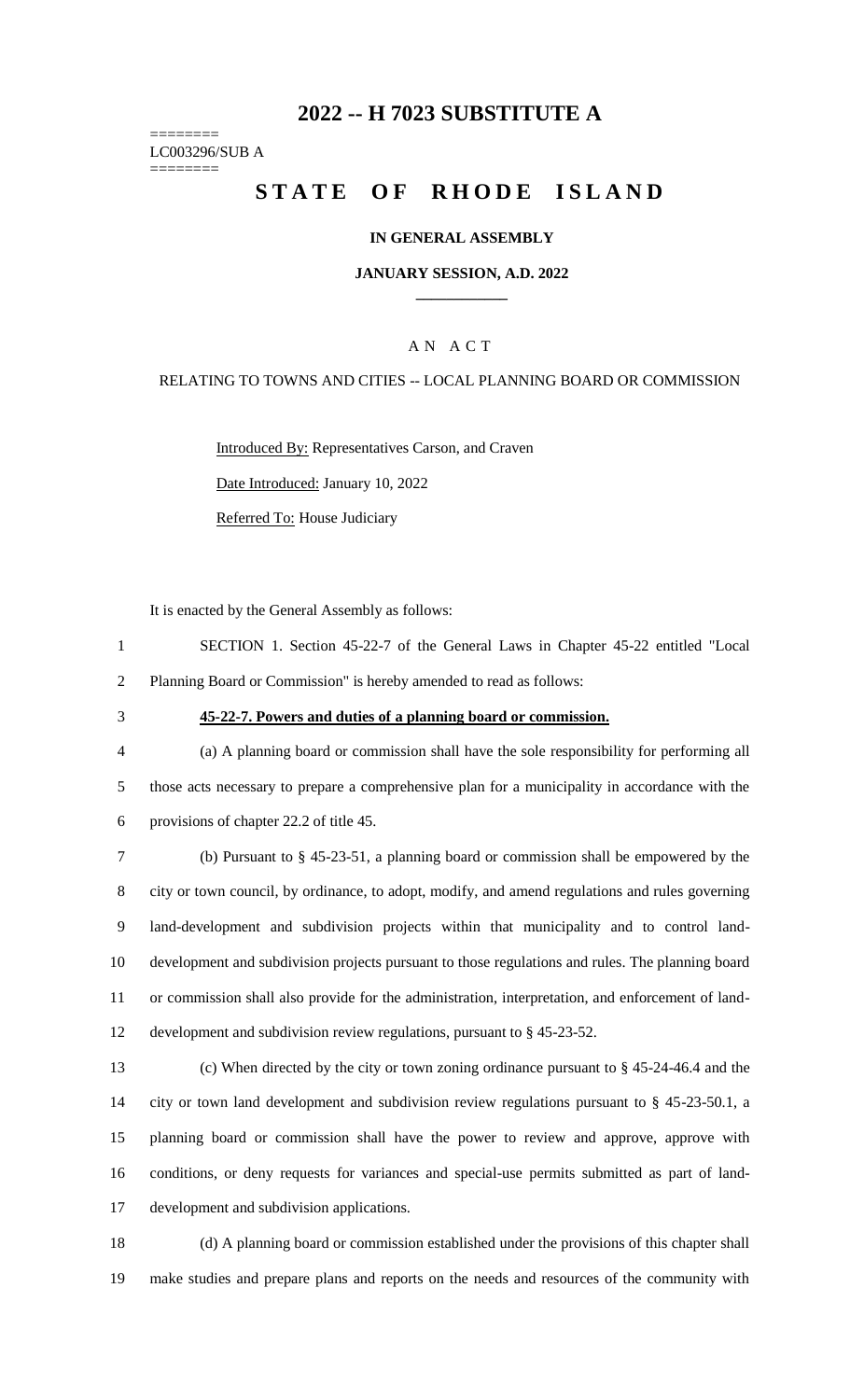# 2022 -- H 7023 SUBSTITUTE A

========
LC003296/SUB A
========

# STATE OF RHODE ISLAND

**IN GENERAL ASSEMBLY**

**JANUARY SESSION, A.D. 2022**

---

A N A C T

RELATING TO TOWNS AND CITIES -- LOCAL PLANNING BOARD OR COMMISSION

Introduced By: Representatives Carson, and Craven

Date Introduced: January 10, 2022

Referred To: House Judiciary

It is enacted by the General Assembly as follows:

1 SECTION 1. Section 45-22-7 of the General Laws in Chapter 45-22 entitled "Local
2 Planning Board or Commission" is hereby amended to read as follows:

3 **45-22-7. Powers and duties of a planning board or commission.**

4 (a) A planning board or commission shall have the sole responsibility for performing all
5 those acts necessary to prepare a comprehensive plan for a municipality in accordance with the
6 provisions of chapter 22.2 of title 45.

7 (b) Pursuant to § 45-23-51, a planning board or commission shall be empowered by the
8 city or town council, by ordinance, to adopt, modify, and amend regulations and rules governing
9 land-development and subdivision projects within that municipality and to control land-
10 development and subdivision projects pursuant to those regulations and rules. The planning board
11 or commission shall also provide for the administration, interpretation, and enforcement of land-
12 development and subdivision review regulations, pursuant to § 45-23-52.

13 (c) When directed by the city or town zoning ordinance pursuant to § 45-24-46.4 and the
14 city or town land development and subdivision review regulations pursuant to § 45-23-50.1, a
15 planning board or commission shall have the power to review and approve, approve with
16 conditions, or deny requests for variances and special-use permits submitted as part of land-
17 development and subdivision applications.

18 (d) A planning board or commission established under the provisions of this chapter shall
19 make studies and prepare plans and reports on the needs and resources of the community with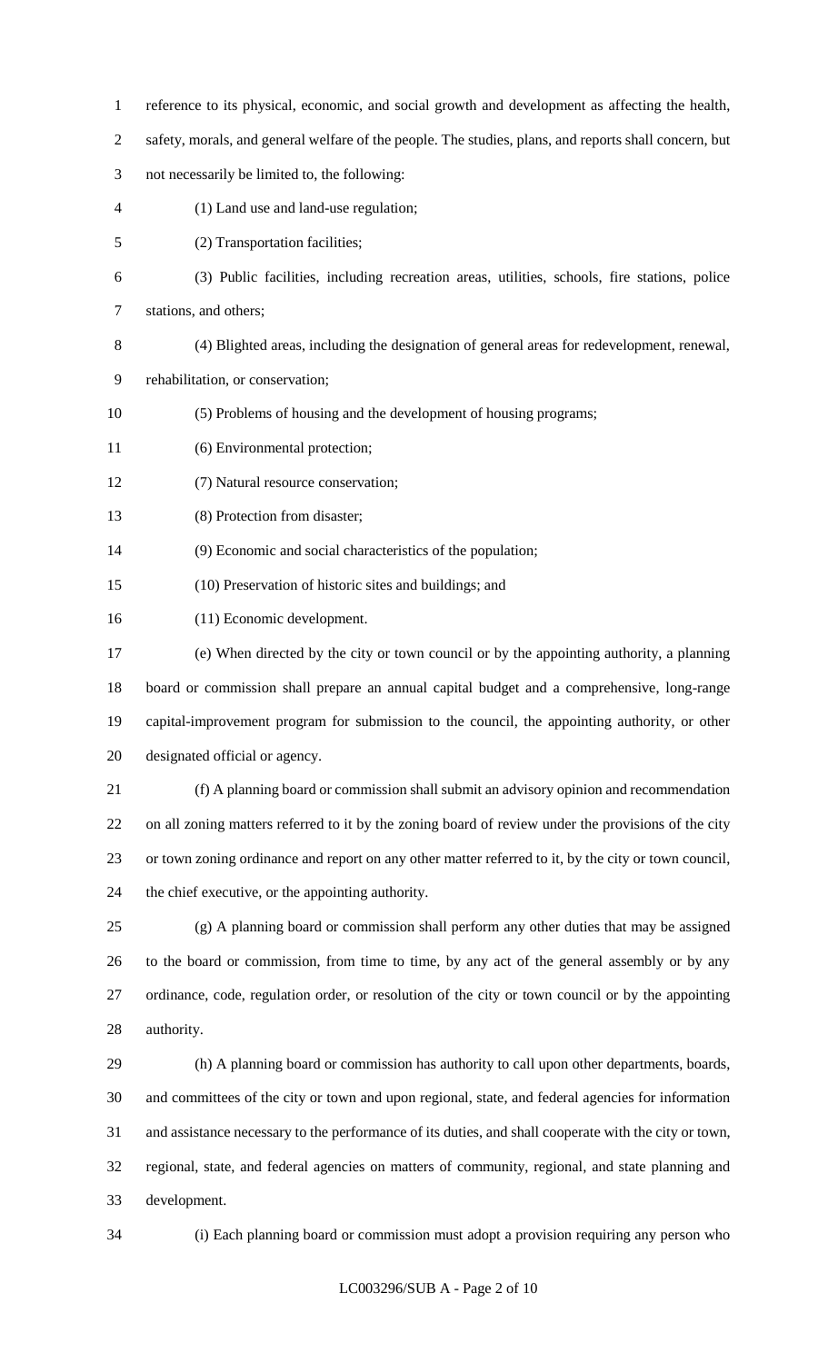reference to its physical, economic, and social growth and development as affecting the health, safety, morals, and general welfare of the people. The studies, plans, and reports shall concern, but not necessarily be limited to, the following:

(1) Land use and land-use regulation;

(2) Transportation facilities;

(3) Public facilities, including recreation areas, utilities, schools, fire stations, police stations, and others;

(4) Blighted areas, including the designation of general areas for redevelopment, renewal, rehabilitation, or conservation;

(5) Problems of housing and the development of housing programs;

(6) Environmental protection;

(7) Natural resource conservation;

(8) Protection from disaster;

(9) Economic and social characteristics of the population;

(10) Preservation of historic sites and buildings; and

(11) Economic development.

(e) When directed by the city or town council or by the appointing authority, a planning board or commission shall prepare an annual capital budget and a comprehensive, long-range capital-improvement program for submission to the council, the appointing authority, or other designated official or agency.

(f) A planning board or commission shall submit an advisory opinion and recommendation on all zoning matters referred to it by the zoning board of review under the provisions of the city or town zoning ordinance and report on any other matter referred to it, by the city or town council, the chief executive, or the appointing authority.

(g) A planning board or commission shall perform any other duties that may be assigned to the board or commission, from time to time, by any act of the general assembly or by any ordinance, code, regulation order, or resolution of the city or town council or by the appointing authority.

(h) A planning board or commission has authority to call upon other departments, boards, and committees of the city or town and upon regional, state, and federal agencies for information and assistance necessary to the performance of its duties, and shall cooperate with the city or town, regional, state, and federal agencies on matters of community, regional, and state planning and development.

(i) Each planning board or commission must adopt a provision requiring any person who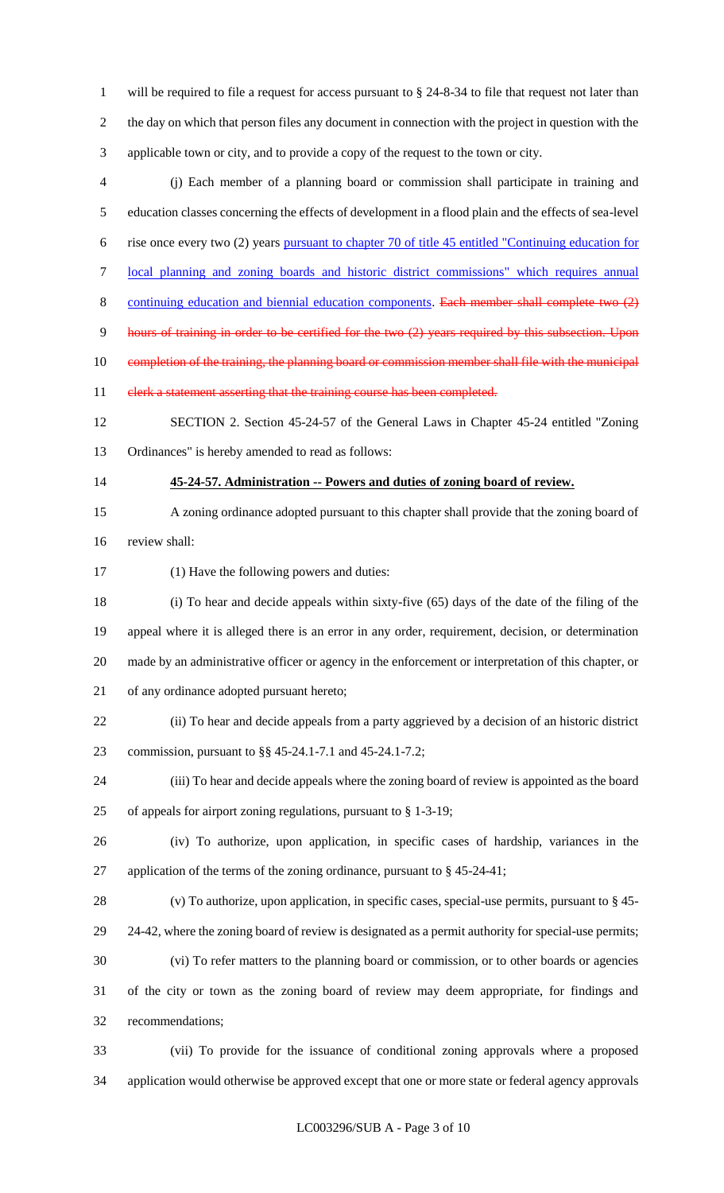will be required to file a request for access pursuant to § 24-8-34 to file that request not later than the day on which that person files any document in connection with the project in question with the applicable town or city, and to provide a copy of the request to the town or city.

(j) Each member of a planning board or commission shall participate in training and education classes concerning the effects of development in a flood plain and the effects of sea-level rise once every two (2) years pursuant to chapter 70 of title 45 entitled "Continuing education for local planning and zoning boards and historic district commissions" which requires annual continuing education and biennial education components. ~~Each member shall complete two (2) hours of training in order to be certified for the two (2) years required by this subsection. Upon completion of the training, the planning board or commission member shall file with the municipal clerk a statement asserting that the training course has been completed.~~

SECTION 2. Section 45-24-57 of the General Laws in Chapter 45-24 entitled "Zoning Ordinances" is hereby amended to read as follows:

**45-24-57. Administration -- Powers and duties of zoning board of review.**

A zoning ordinance adopted pursuant to this chapter shall provide that the zoning board of review shall:

(1) Have the following powers and duties:

(i) To hear and decide appeals within sixty-five (65) days of the date of the filing of the appeal where it is alleged there is an error in any order, requirement, decision, or determination made by an administrative officer or agency in the enforcement or interpretation of this chapter, or of any ordinance adopted pursuant hereto;

(ii) To hear and decide appeals from a party aggrieved by a decision of an historic district commission, pursuant to §§ 45-24.1-7.1 and 45-24.1-7.2;

(iii) To hear and decide appeals where the zoning board of review is appointed as the board of appeals for airport zoning regulations, pursuant to § 1-3-19;

(iv) To authorize, upon application, in specific cases of hardship, variances in the application of the terms of the zoning ordinance, pursuant to § 45-24-41;

(v) To authorize, upon application, in specific cases, special-use permits, pursuant to § 45-24-42, where the zoning board of review is designated as a permit authority for special-use permits;

(vi) To refer matters to the planning board or commission, or to other boards or agencies of the city or town as the zoning board of review may deem appropriate, for findings and recommendations;

(vii) To provide for the issuance of conditional zoning approvals where a proposed application would otherwise be approved except that one or more state or federal agency approvals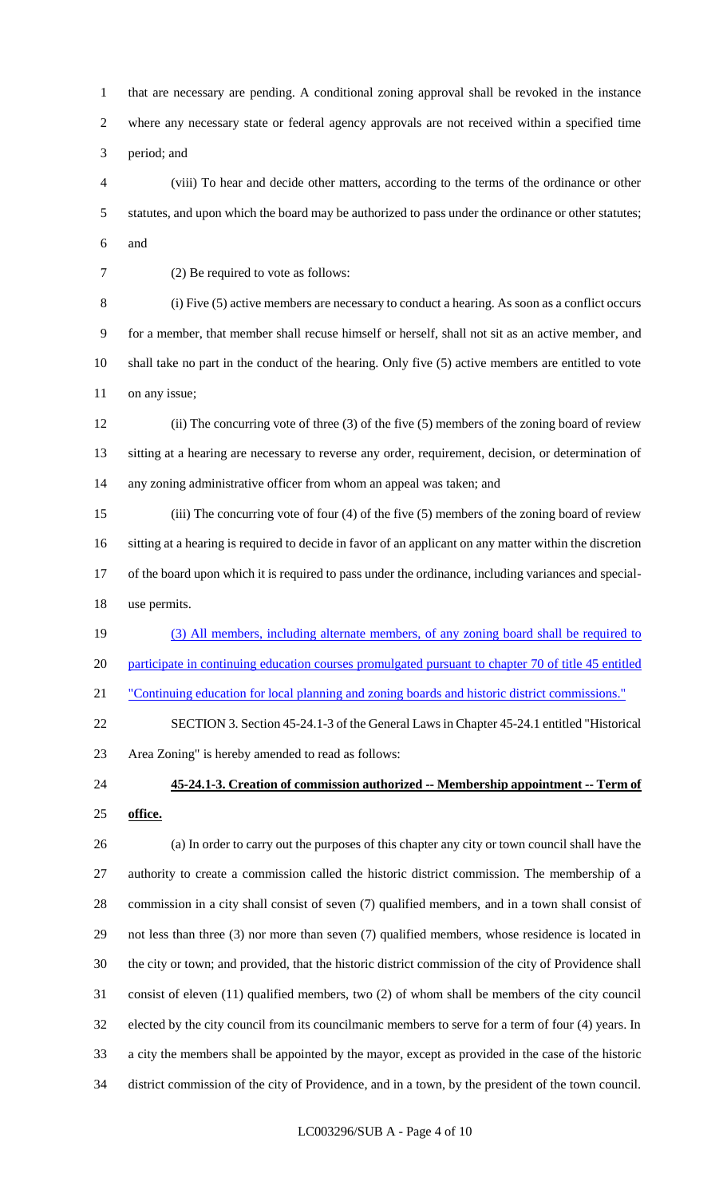that are necessary are pending. A conditional zoning approval shall be revoked in the instance where any necessary state or federal agency approvals are not received within a specified time period; and

(viii) To hear and decide other matters, according to the terms of the ordinance or other statutes, and upon which the board may be authorized to pass under the ordinance or other statutes; and

(2) Be required to vote as follows:

(i) Five (5) active members are necessary to conduct a hearing. As soon as a conflict occurs for a member, that member shall recuse himself or herself, shall not sit as an active member, and shall take no part in the conduct of the hearing. Only five (5) active members are entitled to vote on any issue;

(ii) The concurring vote of three (3) of the five (5) members of the zoning board of review sitting at a hearing are necessary to reverse any order, requirement, decision, or determination of any zoning administrative officer from whom an appeal was taken; and

(iii) The concurring vote of four (4) of the five (5) members of the zoning board of review sitting at a hearing is required to decide in favor of an applicant on any matter within the discretion of the board upon which it is required to pass under the ordinance, including variances and special-use permits.

<u>(3) All members, including alternate members, of any zoning board shall be required to participate in continuing education courses promulgated pursuant to chapter 70 of title 45 entitled "Continuing education for local planning and zoning boards and historic district commissions."</u>

SECTION 3. Section 45-24.1-3 of the General Laws in Chapter 45-24.1 entitled "Historical Area Zoning" is hereby amended to read as follows:

**45-24.1-3. Creation of commission authorized -- Membership appointment -- Term of office.**

(a) In order to carry out the purposes of this chapter any city or town council shall have the authority to create a commission called the historic district commission. The membership of a commission in a city shall consist of seven (7) qualified members, and in a town shall consist of not less than three (3) nor more than seven (7) qualified members, whose residence is located in the city or town; and provided, that the historic district commission of the city of Providence shall consist of eleven (11) qualified members, two (2) of whom shall be members of the city council elected by the city council from its councilmanic members to serve for a term of four (4) years. In a city the members shall be appointed by the mayor, except as provided in the case of the historic district commission of the city of Providence, and in a town, by the president of the town council.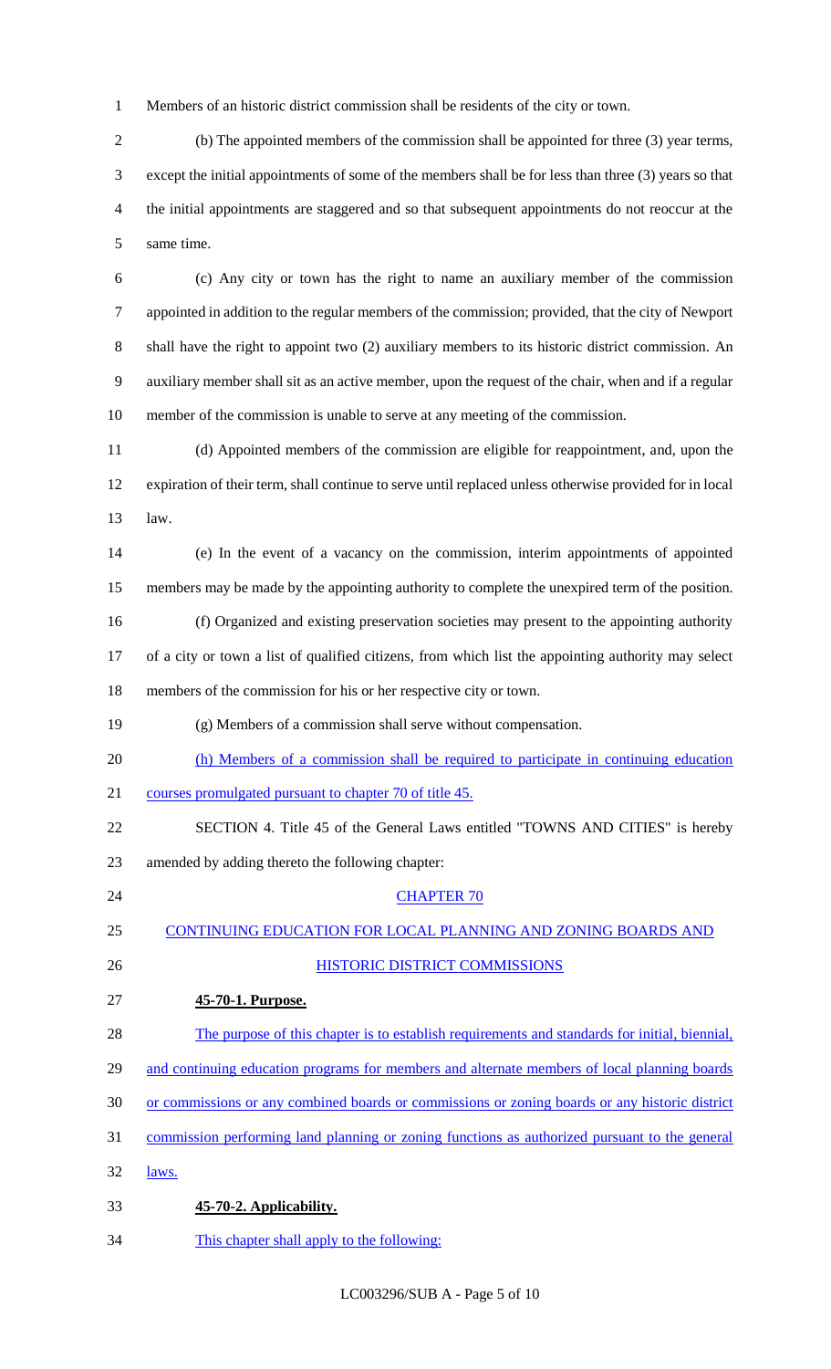Members of an historic district commission shall be residents of the city or town.

(b) The appointed members of the commission shall be appointed for three (3) year terms, except the initial appointments of some of the members shall be for less than three (3) years so that the initial appointments are staggered and so that subsequent appointments do not reoccur at the same time.

(c) Any city or town has the right to name an auxiliary member of the commission appointed in addition to the regular members of the commission; provided, that the city of Newport shall have the right to appoint two (2) auxiliary members to its historic district commission. An auxiliary member shall sit as an active member, upon the request of the chair, when and if a regular member of the commission is unable to serve at any meeting of the commission.

(d) Appointed members of the commission are eligible for reappointment, and, upon the expiration of their term, shall continue to serve until replaced unless otherwise provided for in local law.

(e) In the event of a vacancy on the commission, interim appointments of appointed members may be made by the appointing authority to complete the unexpired term of the position.

(f) Organized and existing preservation societies may present to the appointing authority of a city or town a list of qualified citizens, from which list the appointing authority may select members of the commission for his or her respective city or town.

(g) Members of a commission shall serve without compensation.

(h) Members of a commission shall be required to participate in continuing education courses promulgated pursuant to chapter 70 of title 45.

SECTION 4. Title 45 of the General Laws entitled "TOWNS AND CITIES" is hereby amended by adding thereto the following chapter:

CHAPTER 70

CONTINUING EDUCATION FOR LOCAL PLANNING AND ZONING BOARDS AND HISTORIC DISTRICT COMMISSIONS

**45-70-1. Purpose.**

The purpose of this chapter is to establish requirements and standards for initial, biennial, and continuing education programs for members and alternate members of local planning boards or commissions or any combined boards or commissions or zoning boards or any historic district commission performing land planning or zoning functions as authorized pursuant to the general laws.

**45-70-2. Applicability.**

This chapter shall apply to the following: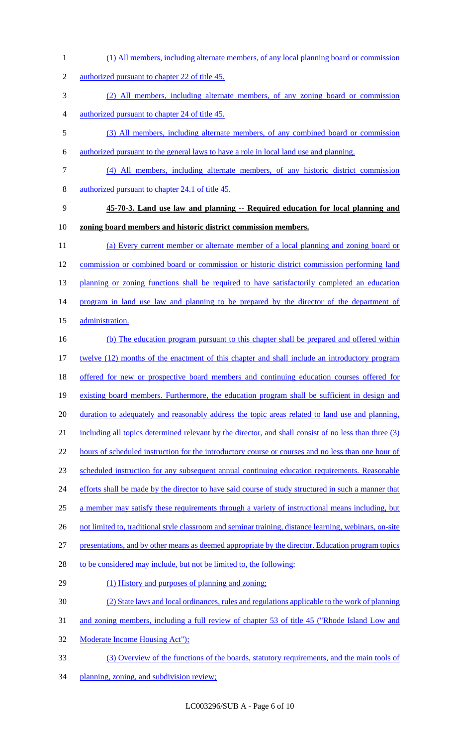(1) All members, including alternate members, of any local planning board or commission authorized pursuant to chapter 22 of title 45.

(2) All members, including alternate members, of any zoning board or commission authorized pursuant to chapter 24 of title 45.

(3) All members, including alternate members, of any combined board or commission authorized pursuant to the general laws to have a role in local land use and planning.

(4) All members, including alternate members, of any historic district commission authorized pursuant to chapter 24.1 of title 45.

**45-70-3. Land use law and planning -- Required education for local planning and zoning board members and historic district commission members.**

(a) Every current member or alternate member of a local planning and zoning board or commission or combined board or commission or historic district commission performing land planning or zoning functions shall be required to have satisfactorily completed an education program in land use law and planning to be prepared by the director of the department of administration.

(b) The education program pursuant to this chapter shall be prepared and offered within twelve (12) months of the enactment of this chapter and shall include an introductory program offered for new or prospective board members and continuing education courses offered for existing board members. Furthermore, the education program shall be sufficient in design and duration to adequately and reasonably address the topic areas related to land use and planning, including all topics determined relevant by the director, and shall consist of no less than three (3) hours of scheduled instruction for the introductory course or courses and no less than one hour of scheduled instruction for any subsequent annual continuing education requirements. Reasonable efforts shall be made by the director to have said course of study structured in such a manner that a member may satisfy these requirements through a variety of instructional means including, but not limited to, traditional style classroom and seminar training, distance learning, webinars, on-site presentations, and by other means as deemed appropriate by the director. Education program topics to be considered may include, but not be limited to, the following:

(1) History and purposes of planning and zoning;

(2) State laws and local ordinances, rules and regulations applicable to the work of planning and zoning members, including a full review of chapter 53 of title 45 ("Rhode Island Low and Moderate Income Housing Act");

(3) Overview of the functions of the boards, statutory requirements, and the main tools of planning, zoning, and subdivision review;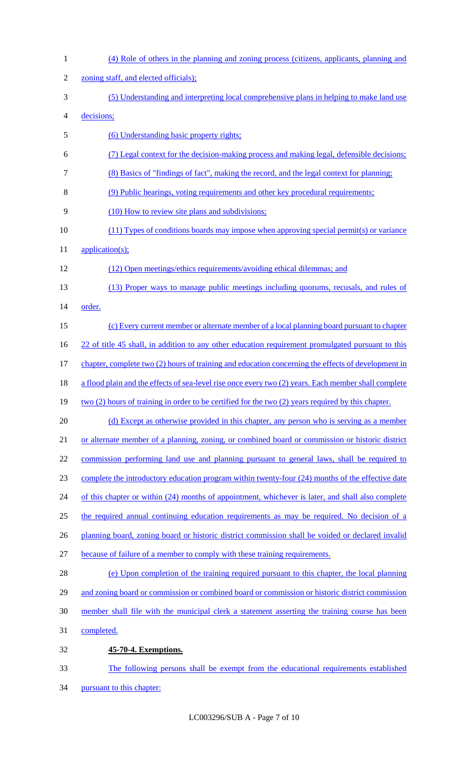(4) Role of others in the planning and zoning process (citizens, applicants, planning and zoning staff, and elected officials);

(5) Understanding and interpreting local comprehensive plans in helping to make land use decisions;

(6) Understanding basic property rights;

(7) Legal context for the decision-making process and making legal, defensible decisions;

(8) Basics of "findings of fact", making the record, and the legal context for planning;

(9) Public hearings, voting requirements and other key procedural requirements;

(10) How to review site plans and subdivisions;

(11) Types of conditions boards may impose when approving special permit(s) or variance application(s);

(12) Open meetings/ethics requirements/avoiding ethical dilemmas; and

(13) Proper ways to manage public meetings including quorums, recusals, and rules of order.

(c) Every current member or alternate member of a local planning board pursuant to chapter 22 of title 45 shall, in addition to any other education requirement promulgated pursuant to this chapter, complete two (2) hours of training and education concerning the effects of development in a flood plain and the effects of sea-level rise once every two (2) years. Each member shall complete two (2) hours of training in order to be certified for the two (2) years required by this chapter.

(d) Except as otherwise provided in this chapter, any person who is serving as a member or alternate member of a planning, zoning, or combined board or commission or historic district commission performing land use and planning pursuant to general laws, shall be required to complete the introductory education program within twenty-four (24) months of the effective date of this chapter or within (24) months of appointment, whichever is later, and shall also complete the required annual continuing education requirements as may be required. No decision of a planning board, zoning board or historic district commission shall be voided or declared invalid because of failure of a member to comply with these training requirements.

(e) Upon completion of the training required pursuant to this chapter, the local planning and zoning board or commission or combined board or commission or historic district commission member shall file with the municipal clerk a statement asserting the training course has been completed.

**45-70-4. Exemptions.**

The following persons shall be exempt from the educational requirements established pursuant to this chapter: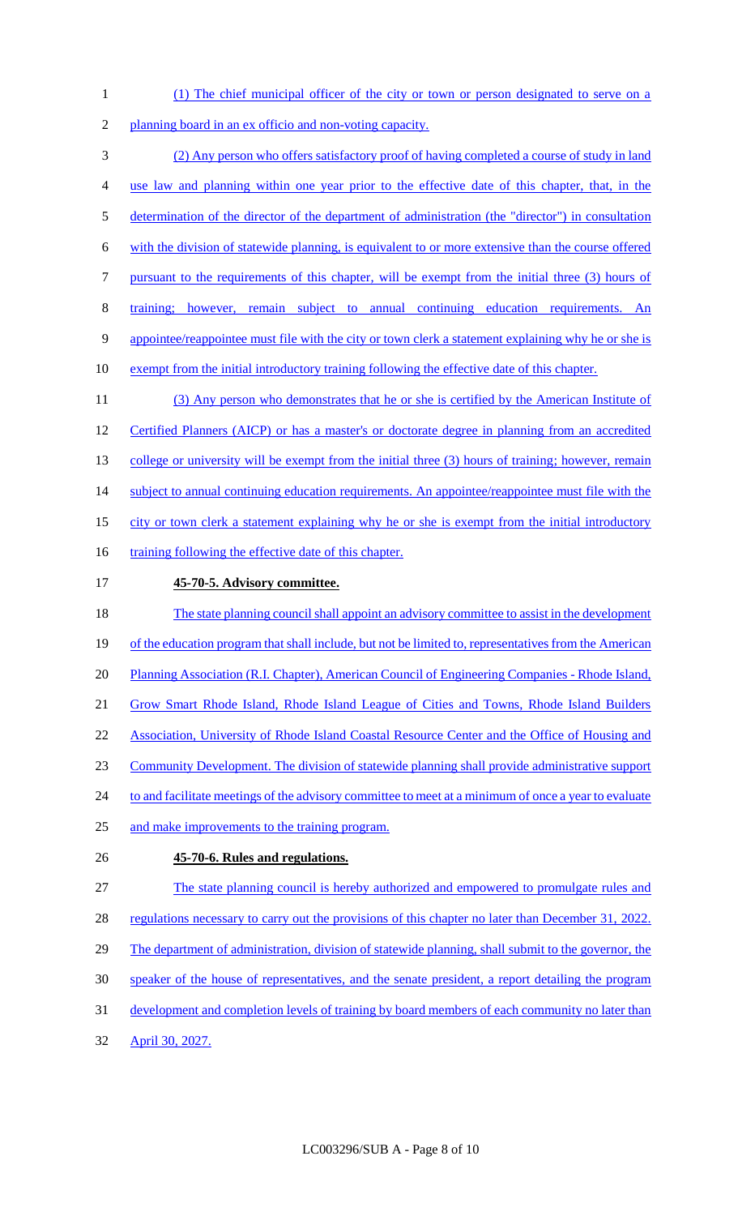(1) The chief municipal officer of the city or town or person designated to serve on a planning board in an ex officio and non-voting capacity.

(2) Any person who offers satisfactory proof of having completed a course of study in land use law and planning within one year prior to the effective date of this chapter, that, in the determination of the director of the department of administration (the "director") in consultation with the division of statewide planning, is equivalent to or more extensive than the course offered pursuant to the requirements of this chapter, will be exempt from the initial three (3) hours of training; however, remain subject to annual continuing education requirements. An appointee/reappointee must file with the city or town clerk a statement explaining why he or she is exempt from the initial introductory training following the effective date of this chapter.

(3) Any person who demonstrates that he or she is certified by the American Institute of Certified Planners (AICP) or has a master's or doctorate degree in planning from an accredited college or university will be exempt from the initial three (3) hours of training; however, remain subject to annual continuing education requirements. An appointee/reappointee must file with the city or town clerk a statement explaining why he or she is exempt from the initial introductory training following the effective date of this chapter.

**45-70-5. Advisory committee.**

The state planning council shall appoint an advisory committee to assist in the development of the education program that shall include, but not be limited to, representatives from the American Planning Association (R.I. Chapter), American Council of Engineering Companies - Rhode Island, Grow Smart Rhode Island, Rhode Island League of Cities and Towns, Rhode Island Builders Association, University of Rhode Island Coastal Resource Center and the Office of Housing and Community Development. The division of statewide planning shall provide administrative support to and facilitate meetings of the advisory committee to meet at a minimum of once a year to evaluate and make improvements to the training program.

**45-70-6. Rules and regulations.**

The state planning council is hereby authorized and empowered to promulgate rules and regulations necessary to carry out the provisions of this chapter no later than December 31, 2022. The department of administration, division of statewide planning, shall submit to the governor, the speaker of the house of representatives, and the senate president, a report detailing the program development and completion levels of training by board members of each community no later than April 30, 2027.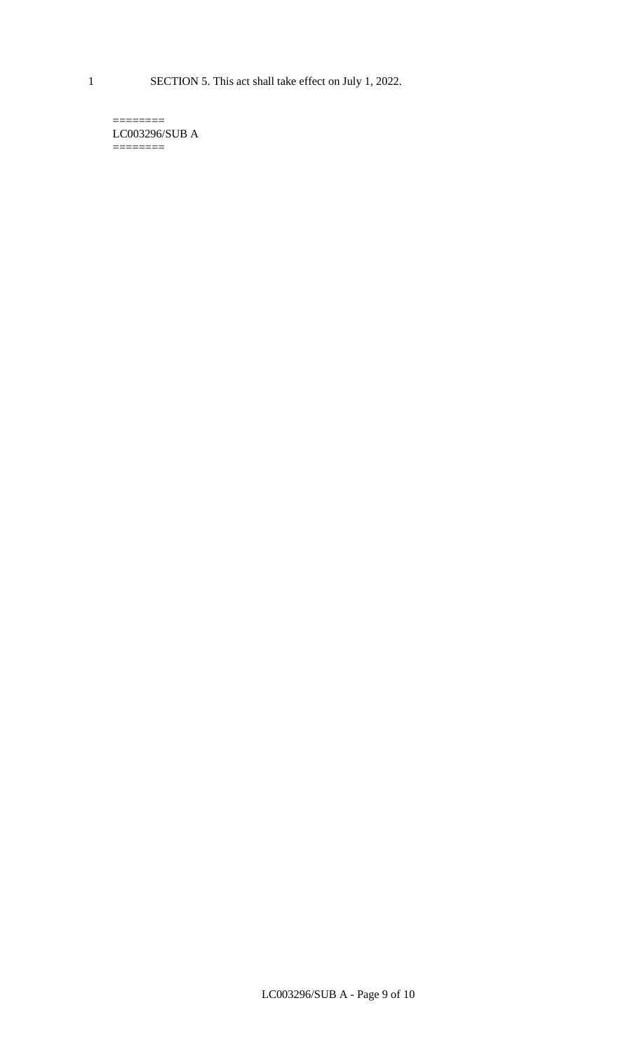SECTION 5. This act shall take effect on July 1, 2022.

========
LC003296/SUB A
========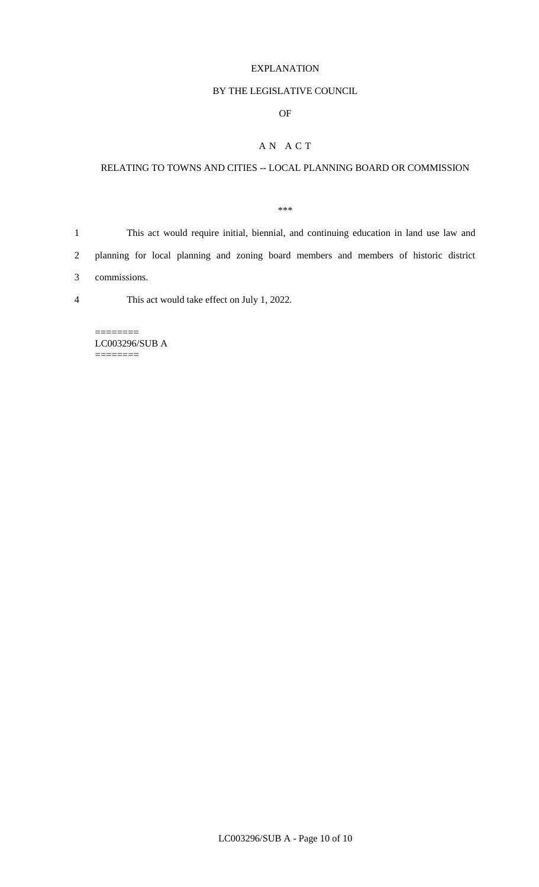EXPLANATION

BY THE LEGISLATIVE COUNCIL

OF

A N A C T

RELATING TO TOWNS AND CITIES -- LOCAL PLANNING BOARD OR COMMISSION

\*\*\*

1 This act would require initial, biennial, and continuing education in land use law and
2 planning for local planning and zoning board members and members of historic district
3 commissions.

4 This act would take effect on July 1, 2022.

========
LC003296/SUB A
========